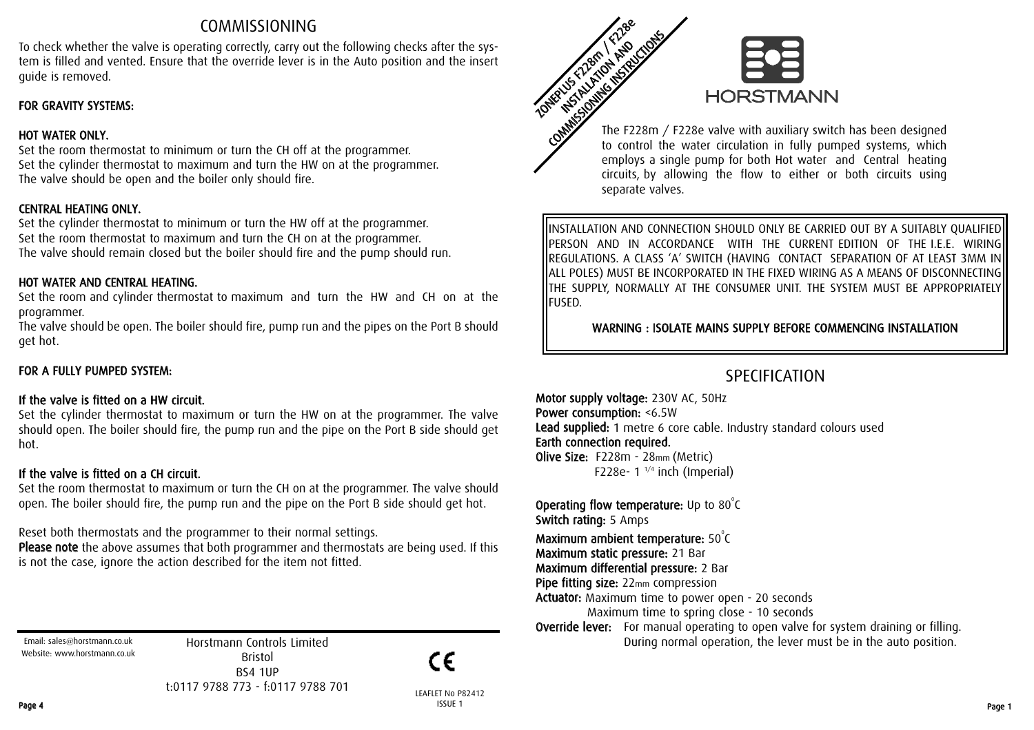# ZONEPLUS F228m / F228e INSTALLATION AND COMMISSIONING INSTRUCTIONS

HORSTMANN

The F228m / F228e valve with auxiliary switch has been designed to control the water circulation in fully pumped systems, which employs a single pump for both Hot water and Central heating circuits, by allowing the flow to either or both circuits using separate valves.

INSTALLATION AND CONNECTION SHOULD ONLY BE CARRIED OUT BY A SUITABLY QUALIFIED PERSON AND IN ACCORDANCE WITH THE CURRENT EDITION OF THE I.E.E. WIRING REGULATIONS. A CLASS 'A' SWITCH (HAVING CONTACT SEPARATION OF AT LEAST 3MM IN ALL POLES) MUST BE INCORPORATED IN THE FIXED WIRING AS A MEANS OF DISCONNECTING THE SUPPLY, NORMALLY AT THE CONSUMER UNIT. THE SYSTEM MUST BE APPROPRIATELY FUSED.

**WARNING : ISOLATE MAINS SUPPLY BEFORE COMMENCING INSTALLATION**

## SPECIFICATION

**Motor supply voltage:** 230V AC, 50Hz
**Power consumption:** <6.5W
**Lead supplied:** 1 metre 6 core cable. Industry standard colours used
**Earth connection required.**
**Olive Size:** F228m - 28mm (Metric)
F228e- 1 1/4 inch (Imperial)

**Operating flow temperature:** Up to 80°C
**Switch rating:** 5 Amps
**Maximum ambient temperature:** 50°C
**Maximum static pressure:** 21 Bar
**Maximum differential pressure:** 2 Bar
**Pipe fitting size:** 22mm compression
**Actuator:** Maximum time to power open - 20 seconds
Maximum time to spring close - 10 seconds
**Override lever:** For manual operating to open valve for system draining or filling. During normal operation, the lever must be in the auto position.

## COMMISSIONING

To check whether the valve is operating correctly, carry out the following checks after the system is filled and vented. Ensure that the override lever is in the Auto position and the insert guide is removed.

### FOR GRAVITY SYSTEMS:

**HOT WATER ONLY.**
Set the room thermostat to minimum or turn the CH off at the programmer.
Set the cylinder thermostat to maximum and turn the HW on at the programmer.
The valve should be open and the boiler only should fire.

**CENTRAL HEATING ONLY.**
Set the cylinder thermostat to minimum or turn the HW off at the programmer.
Set the room thermostat to maximum and turn the CH on at the programmer.
The valve should remain closed but the boiler should fire and the pump should run.

**HOT WATER AND CENTRAL HEATING.**
Set the room and cylinder thermostat to maximum and turn the HW and CH on at the programmer.
The valve should be open. The boiler should fire, pump run and the pipes on the Port B should get hot.

### FOR A FULLY PUMPED SYSTEM:

**If the valve is fitted on a HW circuit.**
Set the cylinder thermostat to maximum or turn the HW on at the programmer. The valve should open. The boiler should fire, the pump run and the pipe on the Port B side should get hot.

**If the valve is fitted on a CH circuit.**
Set the room thermostat to maximum or turn the CH on at the programmer. The valve should open. The boiler should fire, the pump run and the pipe on the Port B side should get hot.

Reset both thermostats and the programmer to their normal settings.
**Please note** the above assumes that both programmer and thermostats are being used. If this is not the case, ignore the action described for the item not fitted.

Email: sales@horstmann.co.uk
Website: www.horstmann.co.uk

Horstmann Controls Limited
Bristol
BS4 1UP
t:0117 9788 773 - f:0117 9788 701

CE

LEAFLET No P82412
ISSUE 1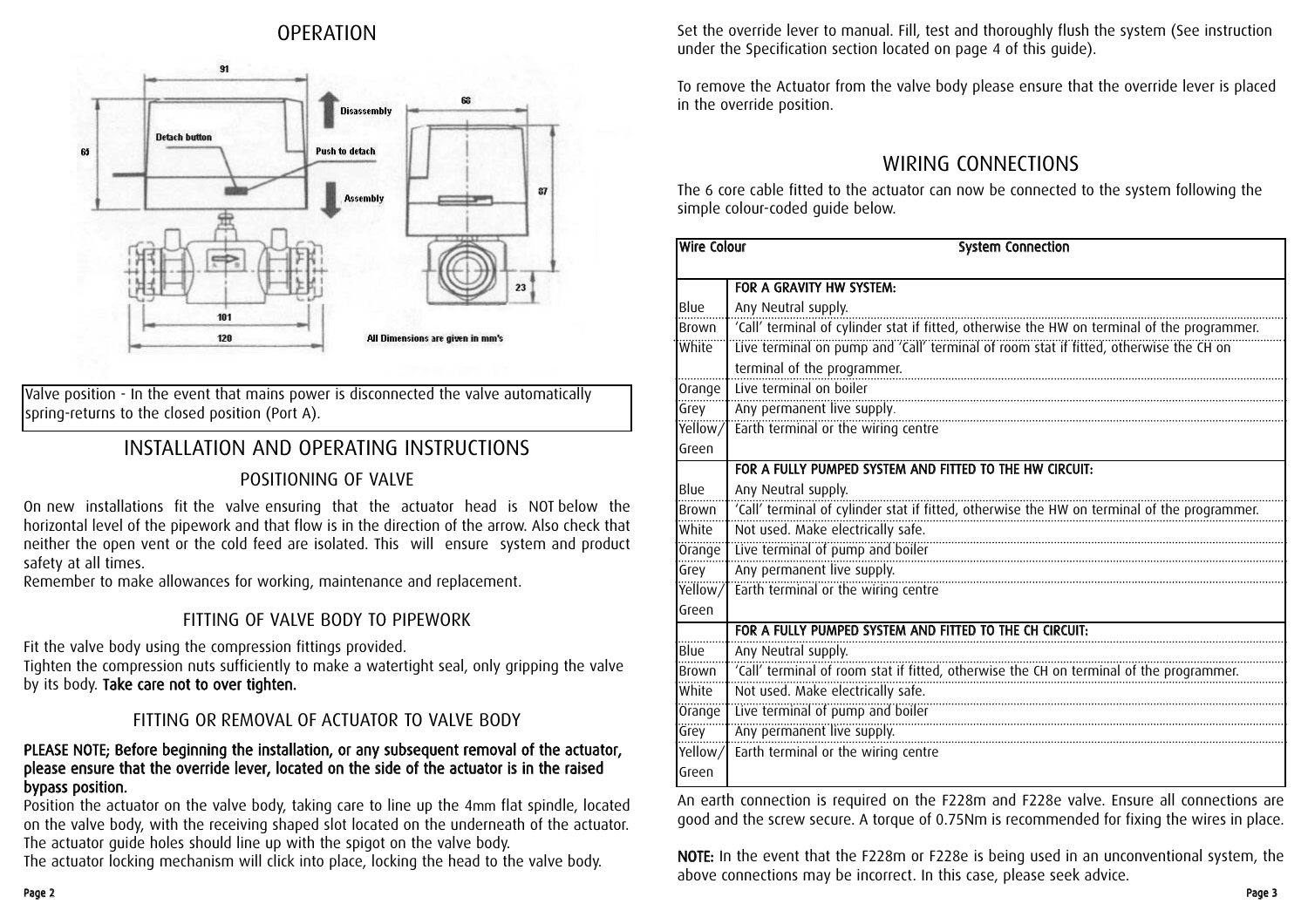# OPERATION

91

Disassembly

Detach button

Push to detach

63

Assembly

68

87

23

101

120

All Dimensions are given in mm's

Valve position - In the event that mains power is disconnected the valve automatically spring-returns to the closed position (Port A).

# INSTALLATION AND OPERATING INSTRUCTIONS

## POSITIONING OF VALVE

On new installations fit the valve ensuring that the actuator head is NOT below the horizontal level of the pipework and that flow is in the direction of the arrow. Also check that neither the open vent or the cold feed are isolated. This will ensure system and product safety at all times.
Remember to make allowances for working, maintenance and replacement.

## FITTING OF VALVE BODY TO PIPEWORK

Fit the valve body using the compression fittings provided.
Tighten the compression nuts sufficiently to make a watertight seal, only gripping the valve by its body. **Take care not to over tighten.**

## FITTING OR REMOVAL OF ACTUATOR TO VALVE BODY

**PLEASE NOTE; Before beginning the installation, or any subsequent removal of the actuator, please ensure that the override lever, located on the side of the actuator is in the raised bypass position.**
Position the actuator on the valve body, taking care to line up the 4mm flat spindle, located on the valve body, with the receiving shaped slot located on the underneath of the actuator. The actuator guide holes should line up with the spigot on the valve body.
The actuator locking mechanism will click into place, locking the head to the valve body.

Set the override lever to manual. Fill, test and thoroughly flush the system (See instruction under the Specification section located on page 4 of this guide).

To remove the Actuator from the valve body please ensure that the override lever is placed in the override position.

# WIRING CONNECTIONS

The 6 core cable fitted to the actuator can now be connected to the system following the simple colour-coded guide below.

| Wire Colour | System Connection |
|---|---|
| | **FOR A GRAVITY HW SYSTEM:** |
| Blue | Any Neutral supply. |
| Brown | 'Call' terminal of cylinder stat if fitted, otherwise the HW on terminal of the programmer. |
| White | Live terminal on pump and 'Call' terminal of room stat if fitted, otherwise the CH on terminal of the programmer. |
| Orange | Live terminal on boiler |
| Grey | Any permanent live supply. |
| Yellow/ Green | Earth terminal or the wiring centre |
| | **FOR A FULLY PUMPED SYSTEM AND FITTED TO THE HW CIRCUIT:** |
| Blue | Any Neutral supply. |
| Brown | 'Call' terminal of cylinder stat if fitted, otherwise the HW on terminal of the programmer. |
| White | Not used. Make electrically safe. |
| Orange | Live terminal of pump and boiler |
| Grey | Any permanent live supply. |
| Yellow/ Green | Earth terminal or the wiring centre |
| | **FOR A FULLY PUMPED SYSTEM AND FITTED TO THE CH CIRCUIT:** |
| Blue | Any Neutral supply. |
| Brown | 'Call' terminal of room stat if fitted, otherwise the CH on terminal of the programmer. |
| White | Not used. Make electrically safe. |
| Orange | Live terminal of pump and boiler |
| Grey | Any permanent live supply. |
| Yellow/ Green | Earth terminal or the wiring centre |

An earth connection is required on the F228m and F228e valve. Ensure all connections are good and the screw secure. A torque of 0.75Nm is recommended for fixing the wires in place.

**NOTE:** In the event that the F228m or F228e is being used in an unconventional system, the above connections may be incorrect. In this case, please seek advice.